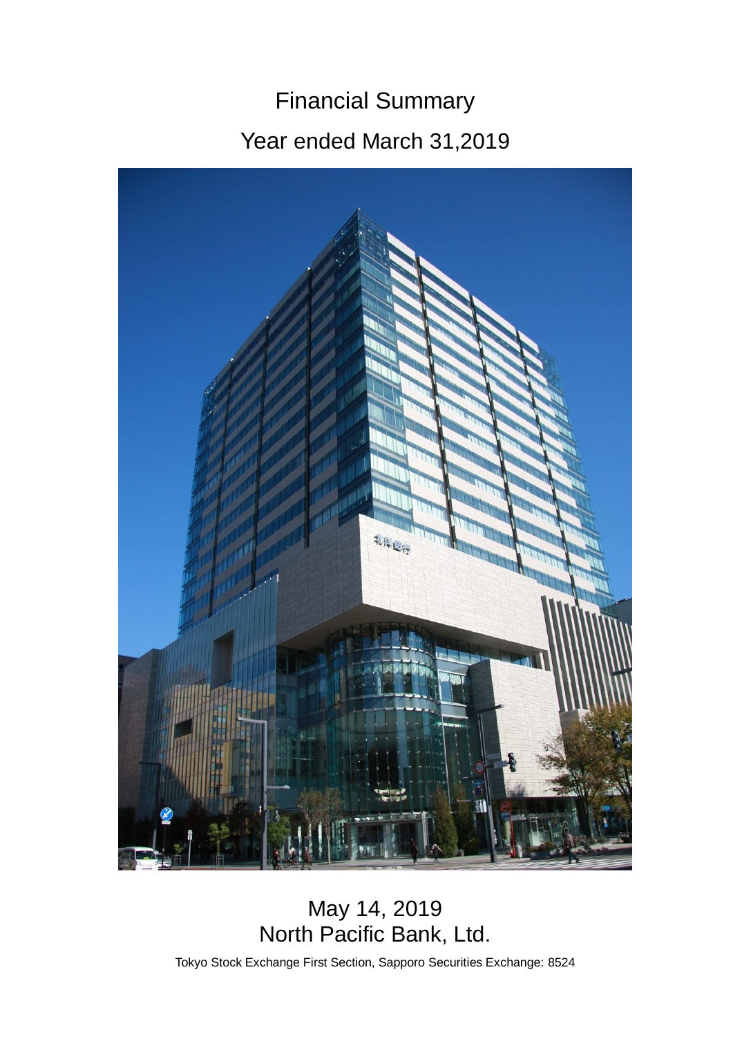# Financial Summary

## Year ended March 31,2019

May 14, 2019

North Pacific Bank, Ltd.

Tokyo Stock Exchange First Section, Sapporo Securities Exchange: 8524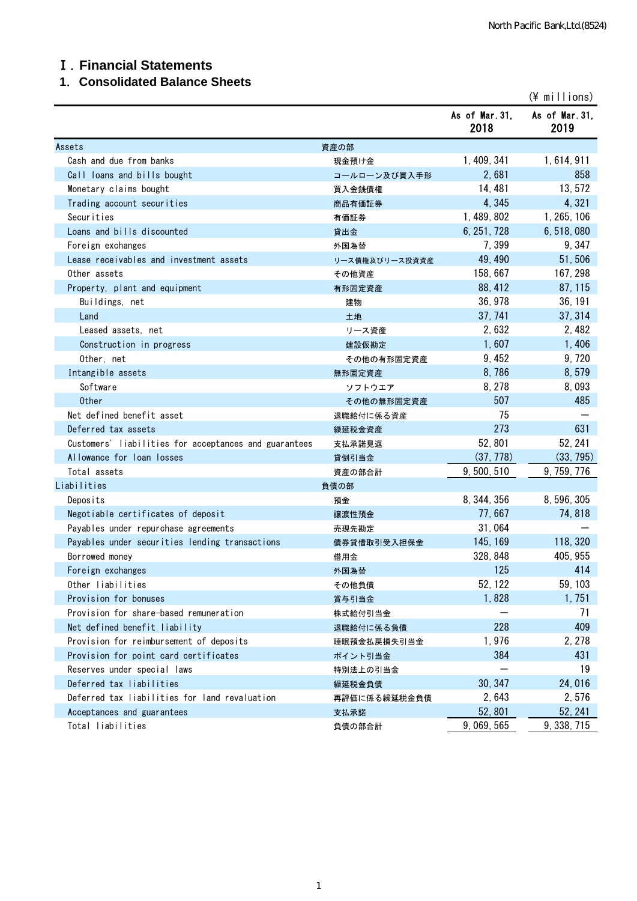# Ⅰ. Financial Statements

## 1. Consolidated Balance Sheets

(¥ millions)

| | | As of Mar.31, 2018 | As of Mar.31, 2019 |
|---|---|---|---|
| Assets | 資産の部 | | |
| Cash and due from banks | 現金預け金 | 1,409,341 | 1,614,911 |
| Call loans and bills bought | コールローン及び買入手形 | 2,681 | 858 |
| Monetary claims bought | 買入金銭債権 | 14,481 | 13,572 |
| Trading account securities | 商品有価証券 | 4,345 | 4,321 |
| Securities | 有価証券 | 1,489,802 | 1,265,106 |
| Loans and bills discounted | 貸出金 | 6,251,728 | 6,518,080 |
| Foreign exchanges | 外国為替 | 7,399 | 9,347 |
| Lease receivables and investment assets | リース債権及びリース投資資産 | 49,490 | 51,506 |
| Other assets | その他資産 | 158,667 | 167,298 |
| Property, plant and equipment | 有形固定資産 | 88,412 | 87,115 |
| Buildings, net | 建物 | 36,978 | 36,191 |
| Land | 土地 | 37,741 | 37,314 |
| Leased assets, net | リース資産 | 2,632 | 2,482 |
| Construction in progress | 建設仮勘定 | 1,607 | 1,406 |
| Other, net | その他の有形固定資産 | 9,452 | 9,720 |
| Intangible assets | 無形固定資産 | 8,786 | 8,579 |
| Software | ソフトウエア | 8,278 | 8,093 |
| Other | その他の無形固定資産 | 507 | 485 |
| Net defined benefit asset | 退職給付に係る資産 | 75 | — |
| Deferred tax assets | 繰延税金資産 | 273 | 631 |
| Customers' liabilities for acceptances and guarantees | 支払承諾見返 | 52,801 | 52,241 |
| Allowance for loan losses | 貸倒引当金 | (37,778) | (33,795) |
| Total assets | 資産の部合計 | 9,500,510 | 9,759,776 |
| Liabilities | 負債の部 | | |
| Deposits | 預金 | 8,344,356 | 8,596,305 |
| Negotiable certificates of deposit | 譲渡性預金 | 77,667 | 74,818 |
| Payables under repurchase agreements | 売現先勘定 | 31,064 | — |
| Payables under securities lending transactions | 債券貸借取引受入担保金 | 145,169 | 118,320 |
| Borrowed money | 借用金 | 328,848 | 405,955 |
| Foreign exchanges | 外国為替 | 125 | 414 |
| Other liabilities | その他負債 | 52,122 | 59,103 |
| Provision for bonuses | 賞与引当金 | 1,828 | 1,751 |
| Provision for share-based remuneration | 株式給付引当金 | — | 71 |
| Net defined benefit liability | 退職給付に係る負債 | 228 | 409 |
| Provision for reimbursement of deposits | 睡眠預金払戻損失引当金 | 1,976 | 2,278 |
| Provision for point card certificates | ポイント引当金 | 384 | 431 |
| Reserves under special laws | 特別法上の引当金 | — | 19 |
| Deferred tax liabilities | 繰延税金負債 | 30,347 | 24,016 |
| Deferred tax liabilities for land revaluation | 再評価に係る繰延税金負債 | 2,643 | 2,576 |
| Acceptances and guarantees | 支払承諾 | 52,801 | 52,241 |
| Total liabilities | 負債の部合計 | 9,069,565 | 9,338,715 |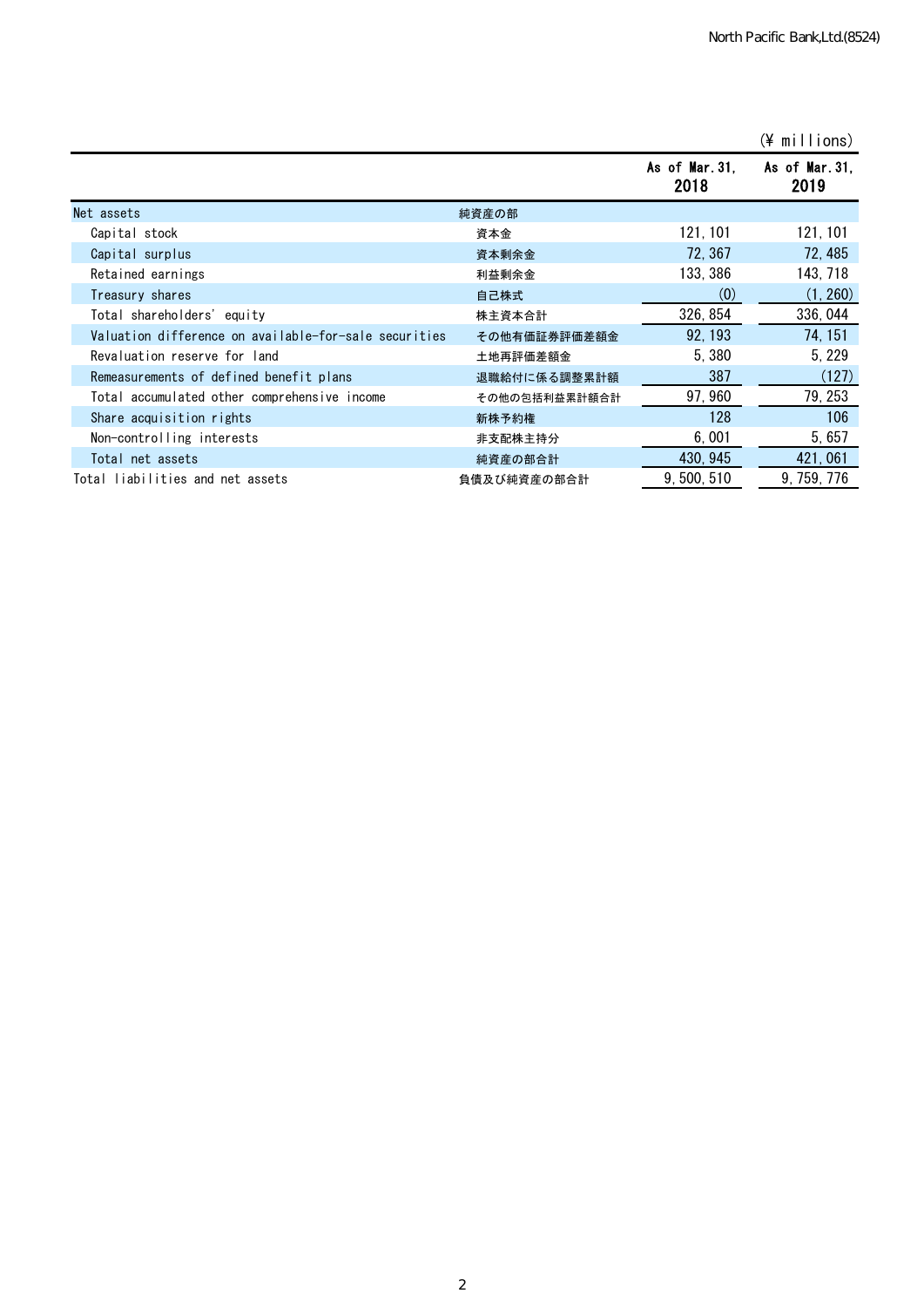(¥ millions)

| | | As of Mar. 31, 2018 | As of Mar. 31, 2019 |
|---|---|---|---|
| Net assets | 純資産の部 | | |
| Capital stock | 資本金 | 121, 101 | 121, 101 |
| Capital surplus | 資本剰余金 | 72, 367 | 72, 485 |
| Retained earnings | 利益剰余金 | 133, 386 | 143, 718 |
| Treasury shares | 自己株式 | (0) | (1, 260) |
| Total shareholders' equity | 株主資本合計 | 326, 854 | 336, 044 |
| Valuation difference on available-for-sale securities | その他有価証券評価差額金 | 92, 193 | 74, 151 |
| Revaluation reserve for land | 土地再評価差額金 | 5, 380 | 5, 229 |
| Remeasurements of defined benefit plans | 退職給付に係る調整累計額 | 387 | (127) |
| Total accumulated other comprehensive income | その他の包括利益累計額合計 | 97, 960 | 79, 253 |
| Share acquisition rights | 新株予約権 | 128 | 106 |
| Non-controlling interests | 非支配株主持分 | 6, 001 | 5, 657 |
| Total net assets | 純資産の部合計 | 430, 945 | 421, 061 |
| Total liabilities and net assets | 負債及び純資産の部合計 | 9, 500, 510 | 9, 759, 776 |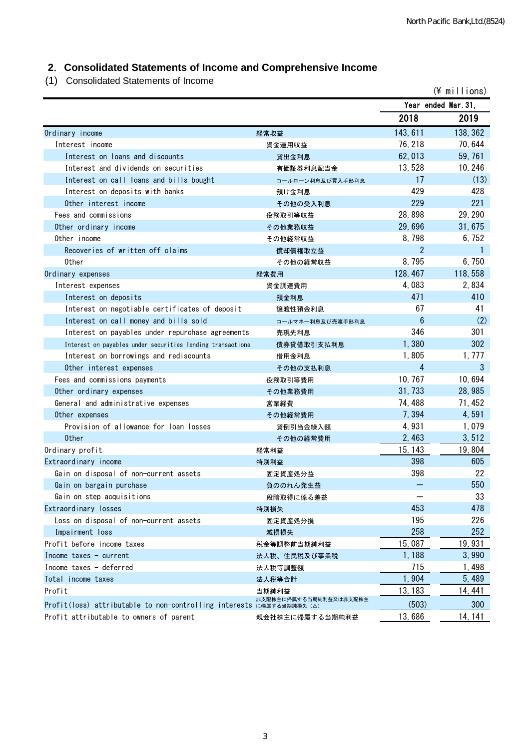## 2. Consolidated Statements of Income and Comprehensive Income

(1) Consolidated Statements of Income

(¥ millions)

| | | Year ended Mar. 31, | |
|---|---|---|---|
| | | 2018 | 2019 |
| Ordinary income | 経常収益 | 143,611 | 138,362 |
| Interest income | 資金運用収益 | 76,218 | 70,644 |
| Interest on loans and discounts | 貸出金利息 | 62,013 | 59,761 |
| Interest and dividends on securities | 有価証券利息配当金 | 13,528 | 10,246 |
| Interest on call loans and bills bought | コールローン利息及び買入手形利息 | 17 | (13) |
| Interest on deposits with banks | 預け金利息 | 429 | 428 |
| Other interest income | その他の受入利息 | 229 | 221 |
| Fees and commissions | 役務取引等収益 | 28,898 | 29,290 |
| Other ordinary income | その他業務収益 | 29,696 | 31,675 |
| Other income | その他経常収益 | 8,798 | 6,752 |
| Recoveries of written off claims | 償却債権取立益 | 2 | 1 |
| Other | その他の経常収益 | 8,795 | 6,750 |
| Ordinary expenses | 経常費用 | 128,467 | 118,558 |
| Interest expenses | 資金調達費用 | 4,083 | 2,834 |
| Interest on deposits | 預金利息 | 471 | 410 |
| Interest on negotiable certificates of deposit | 譲渡性預金利息 | 67 | 41 |
| Interest on call money and bills sold | コールマネー利息及び売渡手形利息 | 6 | (2) |
| Interest on payables under repurchase agreements | 売現先利息 | 346 | 301 |
| Interest on payables under securities lending transactions | 債券貸借取引支払利息 | 1,380 | 302 |
| Interest on borrowings and rediscounts | 借用金利息 | 1,805 | 1,777 |
| Other interest expenses | その他の支払利息 | 4 | 3 |
| Fees and commissions payments | 役務取引等費用 | 10,767 | 10,694 |
| Other ordinary expenses | その他業務費用 | 31,733 | 28,985 |
| General and administrative expenses | 営業経費 | 74,488 | 71,452 |
| Other expenses | その他経常費用 | 7,394 | 4,591 |
| Provision of allowance for loan losses | 貸倒引当金繰入額 | 4,931 | 1,079 |
| Other | その他の経常費用 | 2,463 | 3,512 |
| Ordinary profit | 経常利益 | 15,143 | 19,804 |
| Extraordinary income | 特別利益 | 398 | 605 |
| Gain on disposal of non-current assets | 固定資産処分益 | 398 | 22 |
| Gain on bargain purchase | 負ののれん発生益 | ― | 550 |
| Gain on step acquisitions | 段階取得に係る差益 | ― | 33 |
| Extraordinary losses | 特別損失 | 453 | 478 |
| Loss on disposal of non-current assets | 固定資産処分損 | 195 | 226 |
| Impairment loss | 減損損失 | 258 | 252 |
| Profit before income taxes | 税金等調整前当期純利益 | 15,087 | 19,931 |
| Income taxes - current | 法人税、住民税及び事業税 | 1,188 | 3,990 |
| Income taxes - deferred | 法人税等調整額 | 715 | 1,498 |
| Total income taxes | 法人税等合計 | 1,904 | 5,489 |
| Profit | 当期純利益 | 13,183 | 14,441 |
| Profit(loss) attributable to non-controlling interests | 非支配株主に帰属する当期純利益又は非支配株主に帰属する当期純損失（△） | (503) | 300 |
| Profit attributable to owners of parent | 親会社株主に帰属する当期純利益 | 13,686 | 14,141 |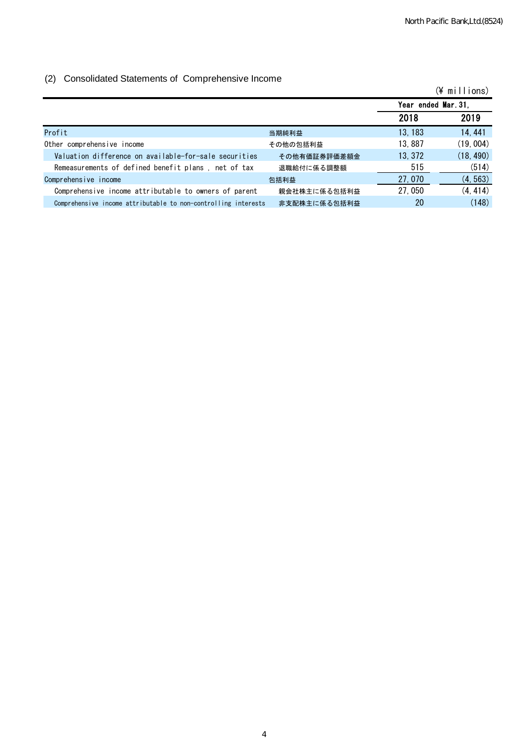## (2) Consolidated Statements of Comprehensive Income

(¥ millions)

| | | Year ended Mar. 31, | |
|---|---|---|---|
| | | 2018 | 2019 |
| Profit | 当期純利益 | 13, 183 | 14, 441 |
| Other comprehensive income | その他の包括利益 | 13, 887 | (19, 004) |
| Valuation difference on available-for-sale securities | その他有価証券評価差額金 | 13, 372 | (18, 490) |
| Remeasurements of defined benefit plans , net of tax | 退職給付に係る調整額 | 515 | (514) |
| Comprehensive income | 包括利益 | 27, 070 | (4, 563) |
| Comprehensive income attributable to owners of parent | 親会社株主に係る包括利益 | 27, 050 | (4, 414) |
| Comprehensive income attributable to non-controlling interests | 非支配株主に係る包括利益 | 20 | (148) |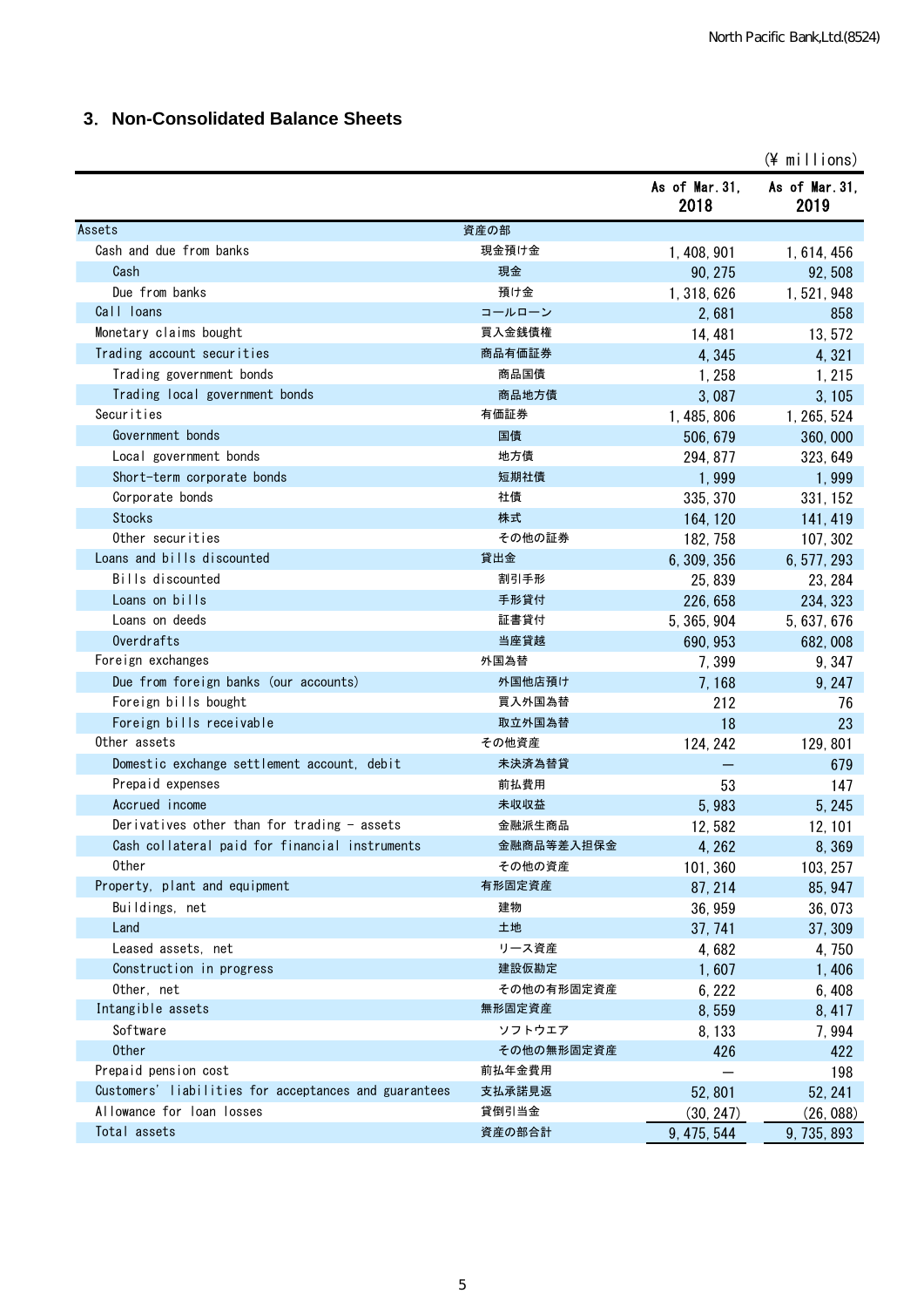## 3. Non-Consolidated Balance Sheets

(¥ millions)

| | | As of Mar. 31, 2018 | As of Mar. 31, 2019 |
|---|---|---|---|
| Assets | 資産の部 | | |
| Cash and due from banks | 現金預け金 | 1,408,901 | 1,614,456 |
| Cash | 現金 | 90,275 | 92,508 |
| Due from banks | 預け金 | 1,318,626 | 1,521,948 |
| Call loans | コールローン | 2,681 | 858 |
| Monetary claims bought | 買入金銭債権 | 14,481 | 13,572 |
| Trading account securities | 商品有価証券 | 4,345 | 4,321 |
| Trading government bonds | 商品国債 | 1,258 | 1,215 |
| Trading local government bonds | 商品地方債 | 3,087 | 3,105 |
| Securities | 有価証券 | 1,485,806 | 1,265,524 |
| Government bonds | 国債 | 506,679 | 360,000 |
| Local government bonds | 地方債 | 294,877 | 323,649 |
| Short-term corporate bonds | 短期社債 | 1,999 | 1,999 |
| Corporate bonds | 社債 | 335,370 | 331,152 |
| Stocks | 株式 | 164,120 | 141,419 |
| Other securities | その他の証券 | 182,758 | 107,302 |
| Loans and bills discounted | 貸出金 | 6,309,356 | 6,577,293 |
| Bills discounted | 割引手形 | 25,839 | 23,284 |
| Loans on bills | 手形貸付 | 226,658 | 234,323 |
| Loans on deeds | 証書貸付 | 5,365,904 | 5,637,676 |
| Overdrafts | 当座貸越 | 690,953 | 682,008 |
| Foreign exchanges | 外国為替 | 7,399 | 9,347 |
| Due from foreign banks (our accounts) | 外国他店預け | 7,168 | 9,247 |
| Foreign bills bought | 買入外国為替 | 212 | 76 |
| Foreign bills receivable | 取立外国為替 | 18 | 23 |
| Other assets | その他資産 | 124,242 | 129,801 |
| Domestic exchange settlement account, debit | 未決済為替貸 | — | 679 |
| Prepaid expenses | 前払費用 | 53 | 147 |
| Accrued income | 未収収益 | 5,983 | 5,245 |
| Derivatives other than for trading - assets | 金融派生商品 | 12,582 | 12,101 |
| Cash collateral paid for financial instruments | 金融商品等差入担保金 | 4,262 | 8,369 |
| Other | その他の資産 | 101,360 | 103,257 |
| Property, plant and equipment | 有形固定資産 | 87,214 | 85,947 |
| Buildings, net | 建物 | 36,959 | 36,073 |
| Land | 土地 | 37,741 | 37,309 |
| Leased assets, net | リース資産 | 4,682 | 4,750 |
| Construction in progress | 建設仮勘定 | 1,607 | 1,406 |
| Other, net | その他の有形固定資産 | 6,222 | 6,408 |
| Intangible assets | 無形固定資産 | 8,559 | 8,417 |
| Software | ソフトウエア | 8,133 | 7,994 |
| Other | その他の無形固定資産 | 426 | 422 |
| Prepaid pension cost | 前払年金費用 | — | 198 |
| Customers' liabilities for acceptances and guarantees | 支払承諾見返 | 52,801 | 52,241 |
| Allowance for loan losses | 貸倒引当金 | (30,247) | (26,088) |
| Total assets | 資産の部合計 | 9,475,544 | 9,735,893 |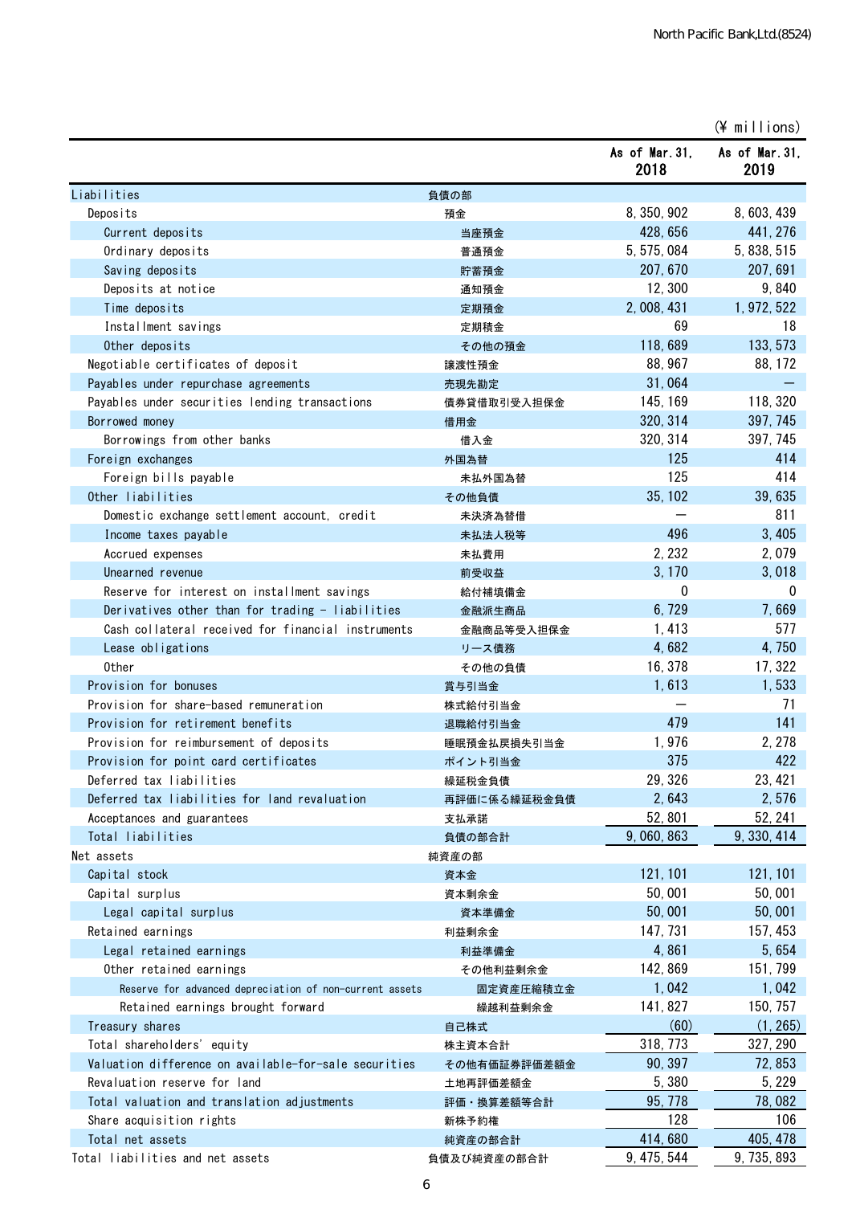(¥ millions)

| | | As of Mar.31, 2018 | As of Mar.31, 2019 |
|---|---|---|---|
| Liabilities | 負債の部 | | |
| Deposits | 預金 | 8,350,902 | 8,603,439 |
| Current deposits | 当座預金 | 428,656 | 441,276 |
| Ordinary deposits | 普通預金 | 5,575,084 | 5,838,515 |
| Saving deposits | 貯蓄預金 | 207,670 | 207,691 |
| Deposits at notice | 通知預金 | 12,300 | 9,840 |
| Time deposits | 定期預金 | 2,008,431 | 1,972,522 |
| Installment savings | 定期積金 | 69 | 18 |
| Other deposits | その他の預金 | 118,689 | 133,573 |
| Negotiable certificates of deposit | 譲渡性預金 | 88,967 | 88,172 |
| Payables under repurchase agreements | 売現先勘定 | 31,064 | ― |
| Payables under securities lending transactions | 債券貸借取引受入担保金 | 145,169 | 118,320 |
| Borrowed money | 借用金 | 320,314 | 397,745 |
| Borrowings from other banks | 借入金 | 320,314 | 397,745 |
| Foreign exchanges | 外国為替 | 125 | 414 |
| Foreign bills payable | 未払外国為替 | 125 | 414 |
| Other liabilities | その他負債 | 35,102 | 39,635 |
| Domestic exchange settlement account, credit | 未決済為替借 | ― | 811 |
| Income taxes payable | 未払法人税等 | 496 | 3,405 |
| Accrued expenses | 未払費用 | 2,232 | 2,079 |
| Unearned revenue | 前受収益 | 3,170 | 3,018 |
| Reserve for interest on installment savings | 給付補填備金 | 0 | 0 |
| Derivatives other than for trading - liabilities | 金融派生商品 | 6,729 | 7,669 |
| Cash collateral received for financial instruments | 金融商品等受入担保金 | 1,413 | 577 |
| Lease obligations | リース債務 | 4,682 | 4,750 |
| Other | その他の負債 | 16,378 | 17,322 |
| Provision for bonuses | 賞与引当金 | 1,613 | 1,533 |
| Provision for share-based remuneration | 株式給付引当金 | ― | 71 |
| Provision for retirement benefits | 退職給付引当金 | 479 | 141 |
| Provision for reimbursement of deposits | 睡眠預金払戻損失引当金 | 1,976 | 2,278 |
| Provision for point card certificates | ポイント引当金 | 375 | 422 |
| Deferred tax liabilities | 繰延税金負債 | 29,326 | 23,421 |
| Deferred tax liabilities for land revaluation | 再評価に係る繰延税金負債 | 2,643 | 2,576 |
| Acceptances and guarantees | 支払承諾 | 52,801 | 52,241 |
| Total liabilities | 負債の部合計 | 9,060,863 | 9,330,414 |
| Net assets | 純資産の部 | | |
| Capital stock | 資本金 | 121,101 | 121,101 |
| Capital surplus | 資本剰余金 | 50,001 | 50,001 |
| Legal capital surplus | 資本準備金 | 50,001 | 50,001 |
| Retained earnings | 利益剰余金 | 147,731 | 157,453 |
| Legal retained earnings | 利益準備金 | 4,861 | 5,654 |
| Other retained earnings | その他利益剰余金 | 142,869 | 151,799 |
| Reserve for advanced depreciation of non-current assets | 固定資産圧縮積立金 | 1,042 | 1,042 |
| Retained earnings brought forward | 繰越利益剰余金 | 141,827 | 150,757 |
| Treasury shares | 自己株式 | (60) | (1,265) |
| Total shareholders' equity | 株主資本合計 | 318,773 | 327,290 |
| Valuation difference on available-for-sale securities | その他有価証券評価差額金 | 90,397 | 72,853 |
| Revaluation reserve for land | 土地再評価差額金 | 5,380 | 5,229 |
| Total valuation and translation adjustments | 評価・換算差額等合計 | 95,778 | 78,082 |
| Share acquisition rights | 新株予約権 | 128 | 106 |
| Total net assets | 純資産の部合計 | 414,680 | 405,478 |
| Total liabilities and net assets | 負債及び純資産の部合計 | 9,475,544 | 9,735,893 |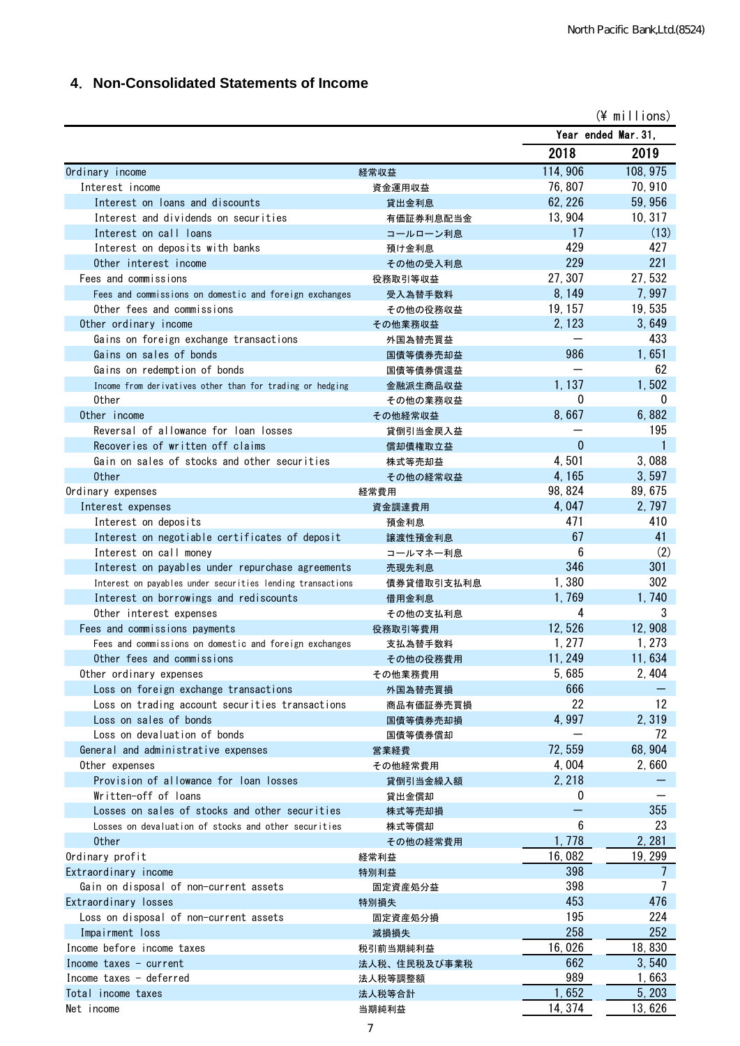## 4. Non-Consolidated Statements of Income

(¥ millions)

| | | Year ended Mar. 31, 2018 | Year ended Mar. 31, 2019 |
|---|---|---|---|
| Ordinary income | 経常収益 | 114,906 | 108,975 |
| Interest income | 資金運用収益 | 76,807 | 70,910 |
| Interest on loans and discounts | 貸出金利息 | 62,226 | 59,956 |
| Interest and dividends on securities | 有価証券利息配当金 | 13,904 | 10,317 |
| Interest on call loans | コールローン利息 | 17 | (13) |
| Interest on deposits with banks | 預け金利息 | 429 | 427 |
| Other interest income | その他の受入利息 | 229 | 221 |
| Fees and commissions | 役務取引等収益 | 27,307 | 27,532 |
| Fees and commissions on domestic and foreign exchanges | 受入為替手数料 | 8,149 | 7,997 |
| Other fees and commissions | その他の役務収益 | 19,157 | 19,535 |
| Other ordinary income | その他業務収益 | 2,123 | 3,649 |
| Gains on foreign exchange transactions | 外国為替売買益 | — | 433 |
| Gains on sales of bonds | 国債等債券売却益 | 986 | 1,651 |
| Gains on redemption of bonds | 国債等債券償還益 | — | 62 |
| Income from derivatives other than for trading or hedging | 金融派生商品収益 | 1,137 | 1,502 |
| Other | その他の業務収益 | 0 | 0 |
| Other income | その他経常収益 | 8,667 | 6,882 |
| Reversal of allowance for loan losses | 貸倒引当金戻入益 | — | 195 |
| Recoveries of written off claims | 償却債権取立益 | 0 | 1 |
| Gain on sales of stocks and other securities | 株式等売却益 | 4,501 | 3,088 |
| Other | その他の経常収益 | 4,165 | 3,597 |
| Ordinary expenses | 経常費用 | 98,824 | 89,675 |
| Interest expenses | 資金調達費用 | 4,047 | 2,797 |
| Interest on deposits | 預金利息 | 471 | 410 |
| Interest on negotiable certificates of deposit | 譲渡性預金利息 | 67 | 41 |
| Interest on call money | コールマネー利息 | 6 | (2) |
| Interest on payables under repurchase agreements | 売現先利息 | 346 | 301 |
| Interest on payables under securities lending transactions | 債券貸借取引支払利息 | 1,380 | 302 |
| Interest on borrowings and rediscounts | 借用金利息 | 1,769 | 1,740 |
| Other interest expenses | その他の支払利息 | 4 | 3 |
| Fees and commissions payments | 役務取引等費用 | 12,526 | 12,908 |
| Fees and commissions on domestic and foreign exchanges | 支払為替手数料 | 1,277 | 1,273 |
| Other fees and commissions | その他の役務費用 | 11,249 | 11,634 |
| Other ordinary expenses | その他業務費用 | 5,685 | 2,404 |
| Loss on foreign exchange transactions | 外国為替売買損 | 666 | — |
| Loss on trading account securities transactions | 商品有価証券売買損 | 22 | 12 |
| Loss on sales of bonds | 国債等債券売却損 | 4,997 | 2,319 |
| Loss on devaluation of bonds | 国債等債券償却 | — | 72 |
| General and administrative expenses | 営業経費 | 72,559 | 68,904 |
| Other expenses | その他経常費用 | 4,004 | 2,660 |
| Provision of allowance for loan losses | 貸倒引当金繰入額 | 2,218 | — |
| Written-off of loans | 貸出金償却 | 0 | — |
| Losses on sales of stocks and other securities | 株式等売却損 | — | 355 |
| Losses on devaluation of stocks and other securities | 株式等償却 | 6 | 23 |
| Other | その他の経常費用 | 1,778 | 2,281 |
| Ordinary profit | 経常利益 | 16,082 | 19,299 |
| Extraordinary income | 特別利益 | 398 | 7 |
| Gain on disposal of non-current assets | 固定資産処分益 | 398 | 7 |
| Extraordinary losses | 特別損失 | 453 | 476 |
| Loss on disposal of non-current assets | 固定資産処分損 | 195 | 224 |
| Impairment loss | 減損損失 | 258 | 252 |
| Income before income taxes | 税引前当期純利益 | 16,026 | 18,830 |
| Income taxes - current | 法人税、住民税及び事業税 | 662 | 3,540 |
| Income taxes - deferred | 法人税等調整額 | 989 | 1,663 |
| Total income taxes | 法人税等合計 | 1,652 | 5,203 |
| Net income | 当期純利益 | 14,374 | 13,626 |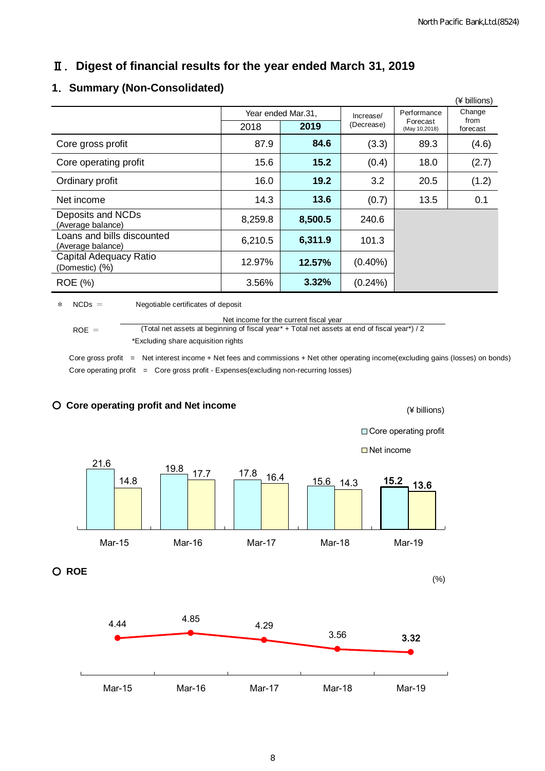# Ⅱ. Digest of financial results for the year ended March 31, 2019

## 1. Summary (Non-Consolidated)

(¥ billions)

| | Year ended Mar.31, 2018 | Year ended Mar.31, 2019 | Increase/ (Decrease) | Performance Forecast (May 10,2018) | Change from forecast |
|---|---|---|---|---|---|
| Core gross profit | 87.9 | **84.6** | (3.3) | 89.3 | (4.6) |
| Core operating profit | 15.6 | **15.2** | (0.4) | 18.0 | (2.7) |
| Ordinary profit | 16.0 | **19.2** | 3.2 | 20.5 | (1.2) |
| Net income | 14.3 | **13.6** | (0.7) | 13.5 | 0.1 |
| Deposits and NCDs (Average balance) | 8,259.8 | **8,500.5** | 240.6 | | |
| Loans and bills discounted (Average balance) | 6,210.5 | **6,311.9** | 101.3 | | |
| Capital Adequacy Ratio (Domestic) (%) | 12.97% | **12.57%** | (0.40%) | | |
| ROE (%) | 3.56% | **3.32%** | (0.24%) | | |

＊ NCDs ＝ Negotiable certificates of deposit

ROE ＝ Net income for the current fiscal year / ((Total net assets at beginning of fiscal year* + Total net assets at end of fiscal year*) / 2)

*Excluding share acquisition rights

Core gross profit ＝ Net interest income + Net fees and commissions + Net other operating income(excluding gains (losses) on bonds)

Core operating profit ＝ Core gross profit - Expenses(excluding non-recurring losses)

### ○ Core operating profit and Net income

(¥ billions)

| | Mar-15 | Mar-16 | Mar-17 | Mar-18 | Mar-19 |
|---|---|---|---|---|---|
| Core operating profit | 21.6 | 19.8 | 17.8 | 15.6 | **15.2** |
| Net income | 14.8 | 17.7 | 16.4 | 14.3 | **13.6** |

### ○ ROE

(%)

| Mar-15 | Mar-16 | Mar-17 | Mar-18 | Mar-19 |
|---|---|---|---|---|
| 4.44 | 4.85 | 4.29 | 3.56 | **3.32** |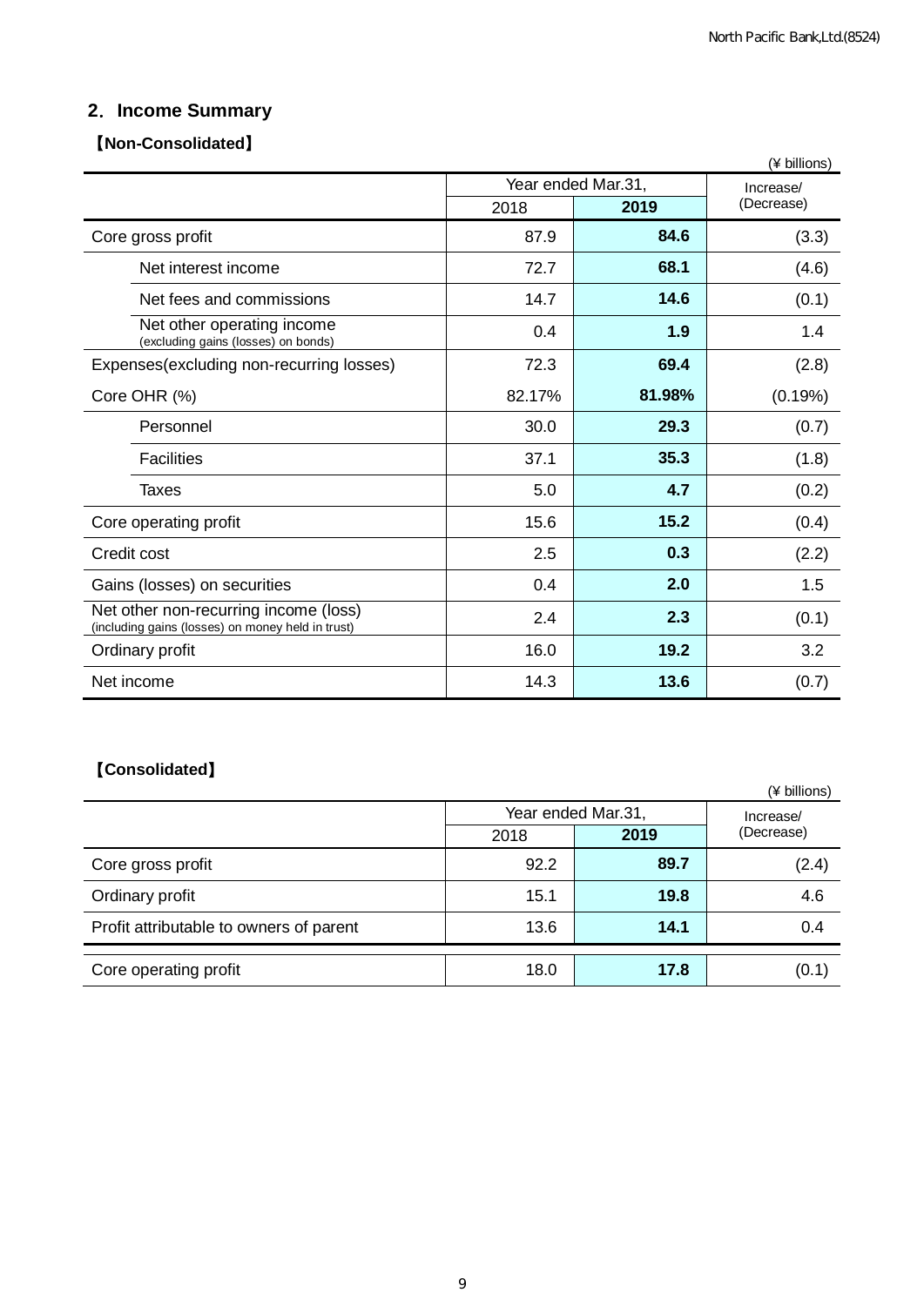## 2. Income Summary

### 【Non-Consolidated】

(¥ billions)

| | Year ended Mar.31, | | Increase/ (Decrease) |
|---|---|---|---|
| | 2018 | **2019** | |
| Core gross profit | 87.9 | **84.6** | (3.3) |
| Net interest income | 72.7 | **68.1** | (4.6) |
| Net fees and commissions | 14.7 | **14.6** | (0.1) |
| Net other operating income (excluding gains (losses) on bonds) | 0.4 | **1.9** | 1.4 |
| Expenses(excluding non-recurring losses) | 72.3 | **69.4** | (2.8) |
| Core OHR (%) | 82.17% | **81.98%** | (0.19%) |
| Personnel | 30.0 | **29.3** | (0.7) |
| Facilities | 37.1 | **35.3** | (1.8) |
| Taxes | 5.0 | **4.7** | (0.2) |
| Core operating profit | 15.6 | **15.2** | (0.4) |
| Credit cost | 2.5 | **0.3** | (2.2) |
| Gains (losses) on securities | 0.4 | **2.0** | 1.5 |
| Net other non-recurring income (loss) (including gains (losses) on money held in trust) | 2.4 | **2.3** | (0.1) |
| Ordinary profit | 16.0 | **19.2** | 3.2 |
| Net income | 14.3 | **13.6** | (0.7) |

### 【Consolidated】

(¥ billions)

| | Year ended Mar.31, | | Increase/ (Decrease) |
|---|---|---|---|
| | 2018 | **2019** | |
| Core gross profit | 92.2 | **89.7** | (2.4) |
| Ordinary profit | 15.1 | **19.8** | 4.6 |
| Profit attributable to owners of parent | 13.6 | **14.1** | 0.4 |
| Core operating profit | 18.0 | **17.8** | (0.1) |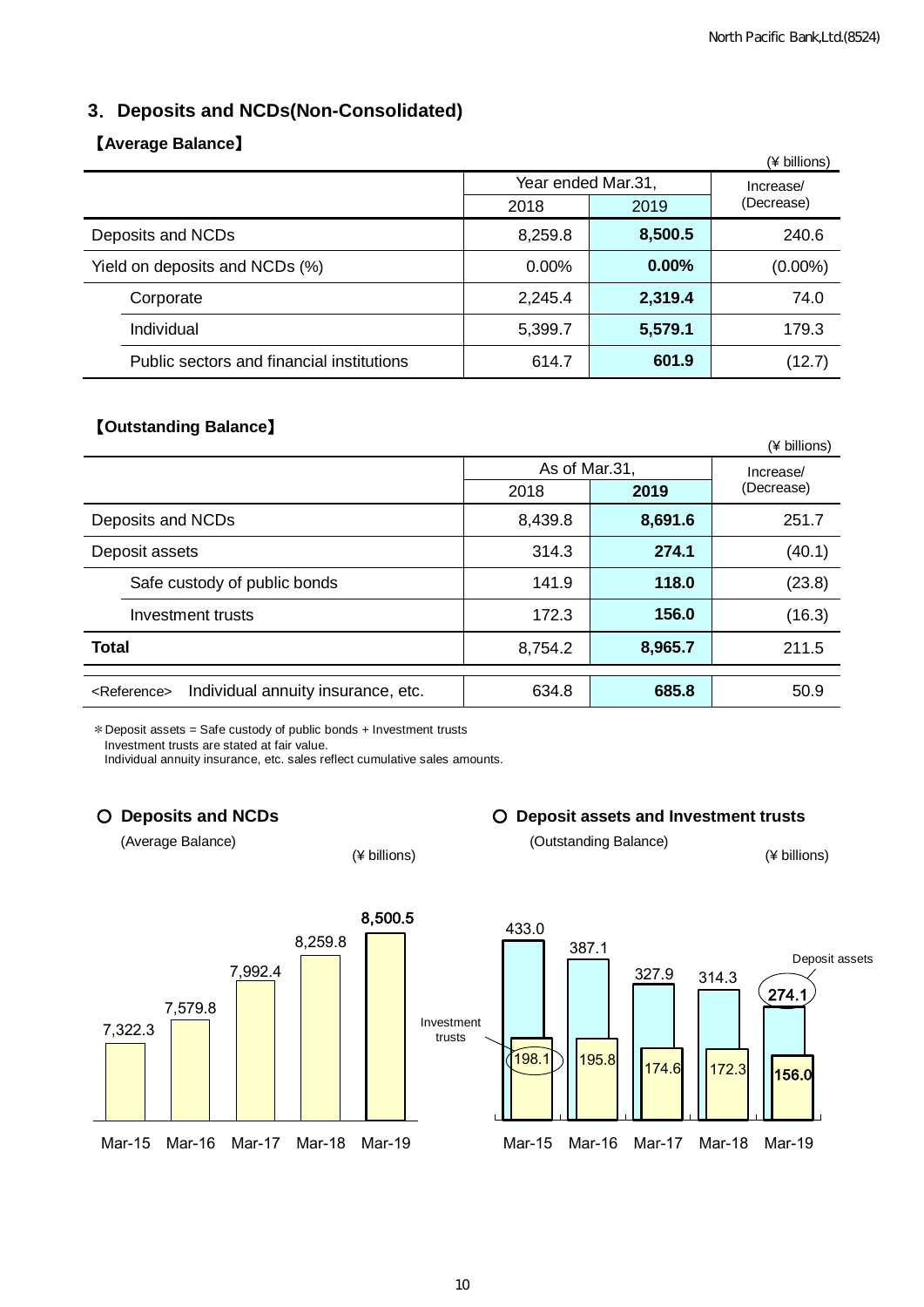## 3. Deposits and NCDs(Non-Consolidated)

### 【Average Balance】

(¥ billions)

| | Year ended Mar.31, 2018 | Year ended Mar.31, 2019 | Increase/ (Decrease) |
|---|---|---|---|
| Deposits and NCDs | 8,259.8 | **8,500.5** | 240.6 |
| Yield on deposits and NCDs (%) | 0.00% | **0.00%** | (0.00%) |
| Corporate | 2,245.4 | **2,319.4** | 74.0 |
| Individual | 5,399.7 | **5,579.1** | 179.3 |
| Public sectors and financial institutions | 614.7 | **601.9** | (12.7) |

### 【Outstanding Balance】

(¥ billions)

| | As of Mar.31, 2018 | As of Mar.31, 2019 | Increase/ (Decrease) |
|---|---|---|---|
| Deposits and NCDs | 8,439.8 | **8,691.6** | 251.7 |
| Deposit assets | 314.3 | **274.1** | (40.1) |
| Safe custody of public bonds | 141.9 | **118.0** | (23.8) |
| Investment trusts | 172.3 | **156.0** | (16.3) |
| **Total** | 8,754.2 | **8,965.7** | 211.5 |
| <Reference> Individual annuity insurance, etc. | 634.8 | **685.8** | 50.9 |

＊Deposit assets = Safe custody of public bonds + Investment trusts
Investment trusts are stated at fair value.
Individual annuity insurance, etc. sales reflect cumulative sales amounts.

○ **Deposits and NCDs**

(Average Balance) (¥ billions)

| Mar-15 | Mar-16 | Mar-17 | Mar-18 | Mar-19 |
|---|---|---|---|---|
| 7,322.3 | 7,579.8 | 7,992.4 | 8,259.8 | 8,500.5 |

○ **Deposit assets and Investment trusts**

(Outstanding Balance) (¥ billions)

| | Mar-15 | Mar-16 | Mar-17 | Mar-18 | Mar-19 |
|---|---|---|---|---|---|
| Deposit assets | 433.0 | 387.1 | 327.9 | 314.3 | 274.1 |
| Investment trusts | 198.1 | 195.8 | 174.6 | 172.3 | 156.0 |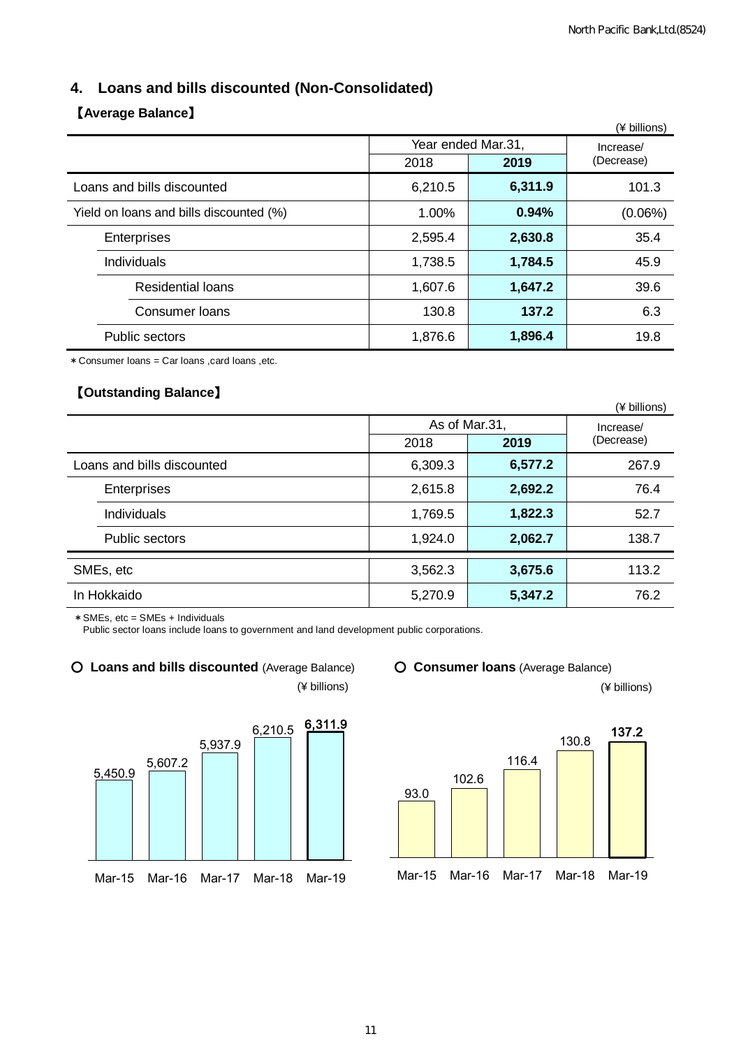## 4. Loans and bills discounted (Non-Consolidated)

### 【Average Balance】

(¥ billions)

| | Year ended Mar.31, | | Increase/ (Decrease) |
|---|---|---|---|
| | 2018 | 2019 | |
| Loans and bills discounted | 6,210.5 | **6,311.9** | 101.3 |
| Yield on loans and bills discounted (%) | 1.00% | **0.94%** | (0.06%) |
| Enterprises | 2,595.4 | **2,630.8** | 35.4 |
| Individuals | 1,738.5 | **1,784.5** | 45.9 |
| Residential loans | 1,607.6 | **1,647.2** | 39.6 |
| Consumer loans | 130.8 | **137.2** | 6.3 |
| Public sectors | 1,876.6 | **1,896.4** | 19.8 |

＊Consumer loans = Car loans ,card loans ,etc.

### 【Outstanding Balance】

(¥ billions)

| | As of Mar.31, | | Increase/ (Decrease) |
|---|---|---|---|
| | 2018 | 2019 | |
| Loans and bills discounted | 6,309.3 | **6,577.2** | 267.9 |
| Enterprises | 2,615.8 | **2,692.2** | 76.4 |
| Individuals | 1,769.5 | **1,822.3** | 52.7 |
| Public sectors | 1,924.0 | **2,062.7** | 138.7 |
| SMEs, etc | 3,562.3 | **3,675.6** | 113.2 |
| In Hokkaido | 5,270.9 | **5,347.2** | 76.2 |

＊SMEs, etc = SMEs + Individuals
Public sector loans include loans to government and land development public corporations.

○ **Loans and bills discounted** (Average Balance)

(¥ billions)

| Mar-15 | Mar-16 | Mar-17 | Mar-18 | Mar-19 |
|---|---|---|---|---|
| 5,450.9 | 5,607.2 | 5,937.9 | 6,210.5 | **6,311.9** |

○ **Consumer loans** (Average Balance)

(¥ billions)

| Mar-15 | Mar-16 | Mar-17 | Mar-18 | Mar-19 |
|---|---|---|---|---|
| 93.0 | 102.6 | 116.4 | 130.8 | **137.2** |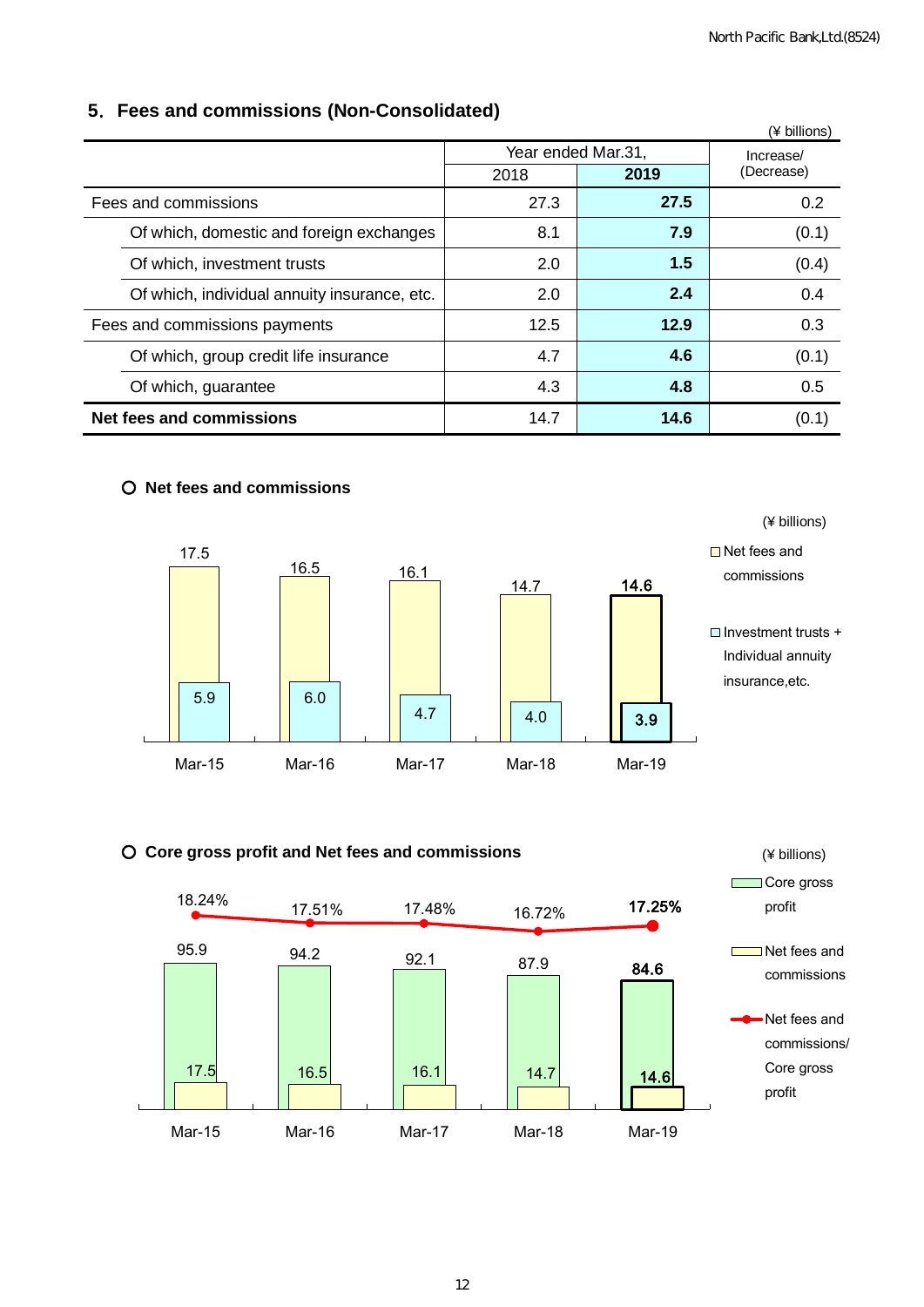## 5. Fees and commissions (Non-Consolidated)

(¥ billions)

| | Year ended Mar.31, 2018 | Year ended Mar.31, 2019 | Increase/ (Decrease) |
|---|---|---|---|
| Fees and commissions | 27.3 | **27.5** | 0.2 |
| Of which, domestic and foreign exchanges | 8.1 | **7.9** | (0.1) |
| Of which, investment trusts | 2.0 | **1.5** | (0.4) |
| Of which, individual annuity insurance, etc. | 2.0 | **2.4** | 0.4 |
| Fees and commissions payments | 12.5 | **12.9** | 0.3 |
| Of which, group credit life insurance | 4.7 | **4.6** | (0.1) |
| Of which, guarantee | 4.3 | **4.8** | 0.5 |
| **Net fees and commissions** | 14.7 | **14.6** | (0.1) |

### ○ Net fees and commissions

(¥ billions)

| | Mar-15 | Mar-16 | Mar-17 | Mar-18 | Mar-19 |
|---|---|---|---|---|---|
| Net fees and commissions | 17.5 | 16.5 | 16.1 | 14.7 | **14.6** |
| Investment trusts + Individual annuity insurance,etc. | 5.9 | 6.0 | 4.7 | 4.0 | **3.9** |

### ○ Core gross profit and Net fees and commissions

(¥ billions)

| | Mar-15 | Mar-16 | Mar-17 | Mar-18 | Mar-19 |
|---|---|---|---|---|---|
| Core gross profit | 95.9 | 94.2 | 92.1 | 87.9 | **84.6** |
| Net fees and commissions | 17.5 | 16.5 | 16.1 | 14.7 | **14.6** |
| Net fees and commissions/ Core gross profit | 18.24% | 17.51% | 17.48% | 16.72% | **17.25%** |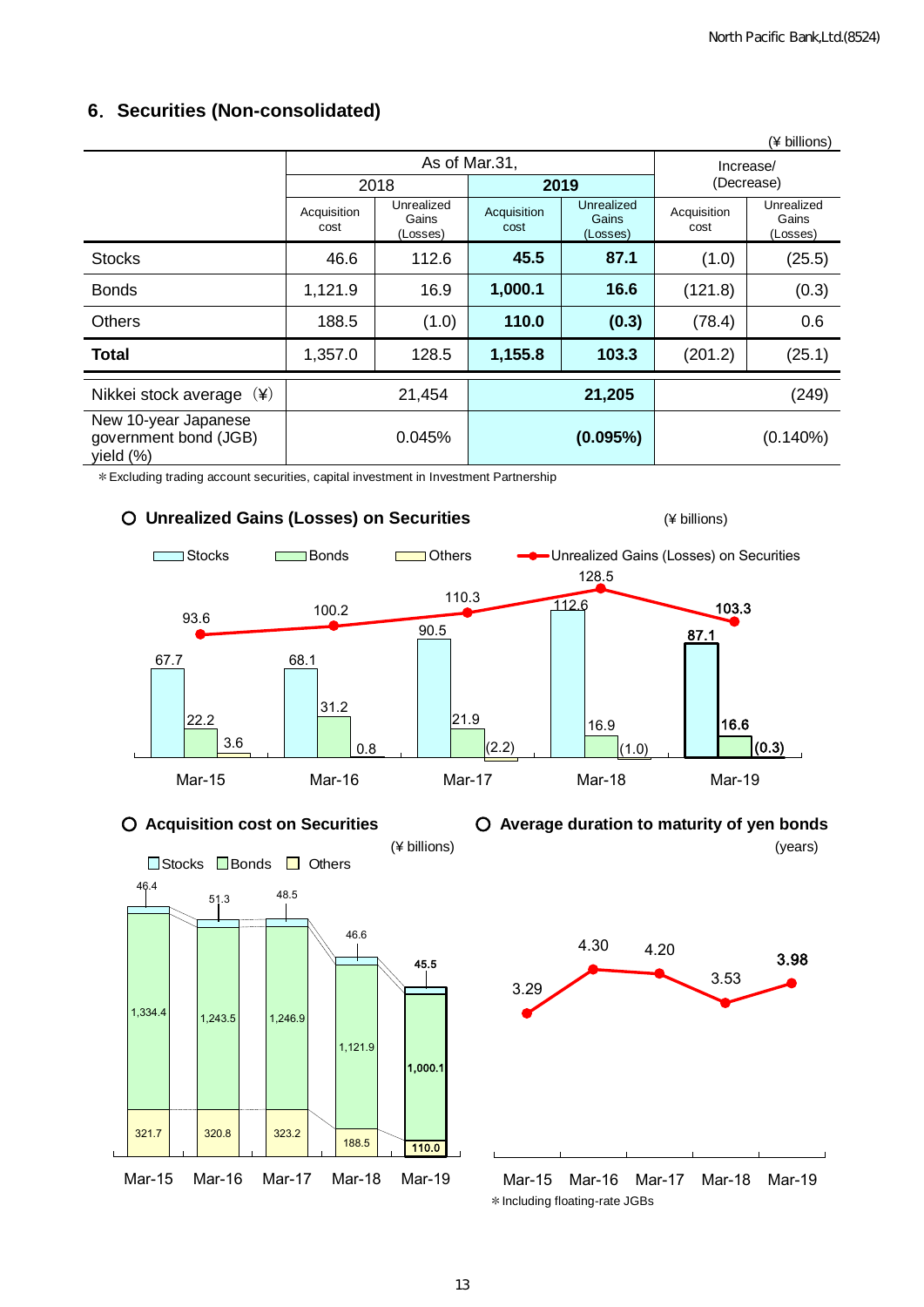## 6. Securities (Non-consolidated)

(¥ billions)

| | As of Mar.31, | | | | Increase/ (Decrease) | |
|---|---|---|---|---|---|---|
| | 2018 | | **2019** | | | |
| | Acquisition cost | Unrealized Gains (Losses) | Acquisition cost | Unrealized Gains (Losses) | Acquisition cost | Unrealized Gains (Losses) |
| Stocks | 46.6 | 112.6 | **45.5** | **87.1** | (1.0) | (25.5) |
| Bonds | 1,121.9 | 16.9 | **1,000.1** | **16.6** | (121.8) | (0.3) |
| Others | 188.5 | (1.0) | **110.0** | **(0.3)** | (78.4) | 0.6 |
| **Total** | 1,357.0 | 128.5 | **1,155.8** | **103.3** | (201.2) | (25.1) |

| | 2018 | **2019** | Increase/ (Decrease) |
|---|---|---|---|
| Nikkei stock average (¥) | 21,454 | **21,205** | (249) |
| New 10-year Japanese government bond (JGB) yield (%) | 0.045% | **(0.095%)** | (0.140%) |

＊Excluding trading account securities, capital investment in Investment Partnership

### ○ Unrealized Gains (Losses) on Securities

(¥ billions)

| | Stocks | Bonds | Others | Unrealized Gains (Losses) on Securities |
|---|---|---|---|---|
| Mar-15 | 67.7 | 22.2 | 3.6 | 93.6 |
| Mar-16 | 68.1 | 31.2 | 0.8 | 100.2 |
| Mar-17 | 90.5 | 21.9 | (2.2) | 110.3 |
| Mar-18 | 112.6 | 16.9 | (1.0) | 128.5 |
| **Mar-19** | **87.1** | **16.6** | **(0.3)** | **103.3** |

### ○ Acquisition cost on Securities

(¥ billions)

| | Stocks | Bonds | Others |
|---|---|---|---|
| Mar-15 | 46.4 | 1,334.4 | 321.7 |
| Mar-16 | 51.3 | 1,243.5 | 320.8 |
| Mar-17 | 48.5 | 1,246.9 | 323.2 |
| Mar-18 | 46.6 | 1,121.9 | 188.5 |
| **Mar-19** | **45.5** | **1,000.1** | **110.0** |

### ○ Average duration to maturity of yen bonds

(years)

| Mar-15 | Mar-16 | Mar-17 | Mar-18 | Mar-19 |
|---|---|---|---|---|
| 3.29 | 4.30 | 4.20 | 3.53 | **3.98** |

＊Including floating-rate JGBs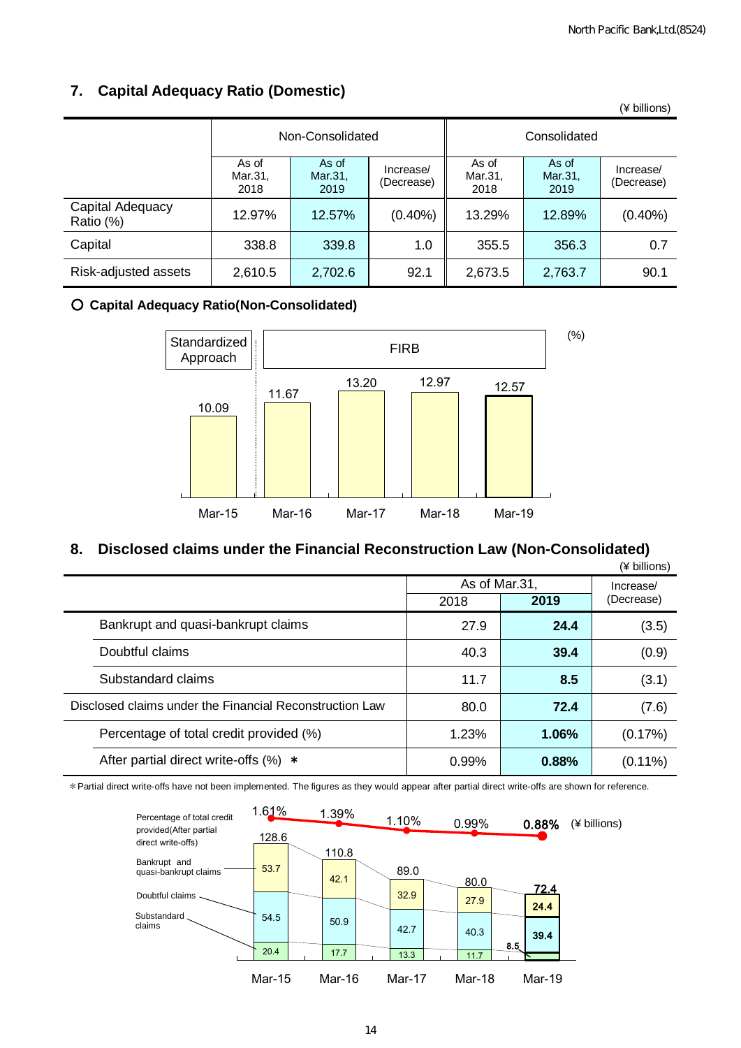## 7. Capital Adequacy Ratio (Domestic)

(¥ billions)

| | Non-Consolidated | | | Consolidated | | |
|---|---|---|---|---|---|---|
| | As of Mar.31, 2018 | As of Mar.31, 2019 | Increase/ (Decrease) | As of Mar.31, 2018 | As of Mar.31, 2019 | Increase/ (Decrease) |
| Capital Adequacy Ratio (%) | 12.97% | 12.57% | (0.40%) | 13.29% | 12.89% | (0.40%) |
| Capital | 338.8 | 339.8 | 1.0 | 355.5 | 356.3 | 0.7 |
| Risk-adjusted assets | 2,610.5 | 2,702.6 | 92.1 | 2,673.5 | 2,763.7 | 90.1 |

○ **Capital Adequacy Ratio(Non-Consolidated)**

(%)

| | Mar-15 | Mar-16 | Mar-17 | Mar-18 | Mar-19 |
|---|---|---|---|---|---|
| Approach | Standardized Approach | FIRB | FIRB | FIRB | FIRB |
| Capital Adequacy Ratio | 10.09 | 11.67 | 13.20 | 12.97 | 12.57 |

## 8. Disclosed claims under the Financial Reconstruction Law (Non-Consolidated)

(¥ billions)

| | As of Mar.31, | | Increase/ (Decrease) |
|---|---|---|---|
| | 2018 | **2019** | |
| Bankrupt and quasi-bankrupt claims | 27.9 | **24.4** | (3.5) |
| Doubtful claims | 40.3 | **39.4** | (0.9) |
| Substandard claims | 11.7 | **8.5** | (3.1) |
| Disclosed claims under the Financial Reconstruction Law | 80.0 | **72.4** | (7.6) |
| Percentage of total credit provided (%) | 1.23% | **1.06%** | (0.17%) |
| After partial direct write-offs (%) ＊ | 0.99% | **0.88%** | (0.11%) |

＊Partial direct write-offs have not been implemented. The figures as they would appear after partial direct write-offs are shown for reference.

(¥ billions)

| | Mar-15 | Mar-16 | Mar-17 | Mar-18 | Mar-19 |
|---|---|---|---|---|---|
| Percentage of total credit provided(After partial direct write-offs) | 1.61% | 1.39% | 1.10% | 0.99% | 0.88% |
| Bankrupt and quasi-bankrupt claims | 53.7 | 42.1 | 32.9 | 27.9 | 24.4 |
| Doubtful claims | 54.5 | 50.9 | 42.7 | 40.3 | 39.4 |
| Substandard claims | 20.4 | 17.7 | 13.3 | 11.7 | 8.5 |
| Total | 128.6 | 110.8 | 89.0 | 80.0 | 72.4 |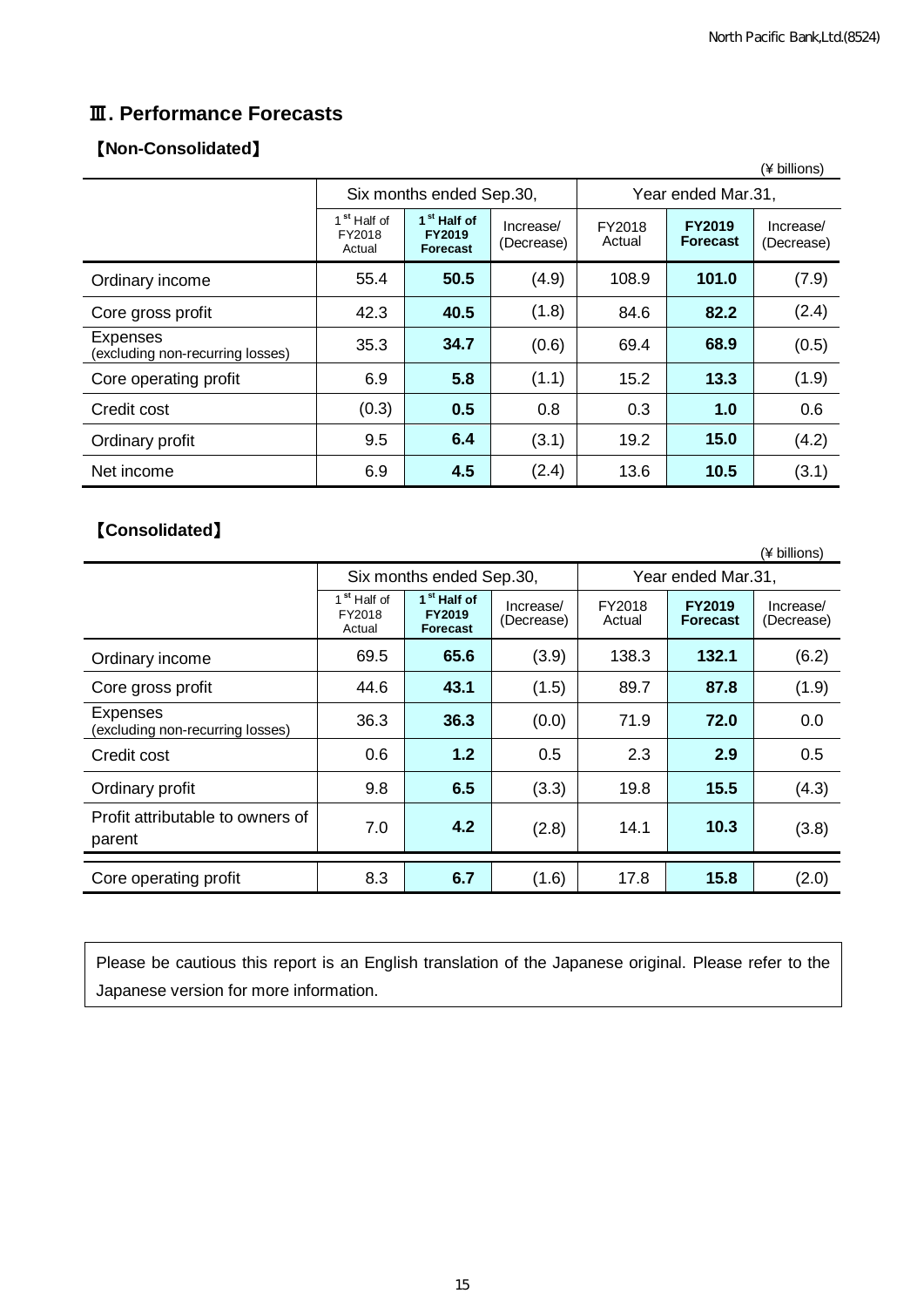## Ⅲ. Performance Forecasts

### 【Non-Consolidated】

(¥ billions)

| | Six months ended Sep.30, | | | Year ended Mar.31, | | |
|---|---|---|---|---|---|---|
| | 1st Half of FY2018 Actual | **1st Half of FY2019 Forecast** | Increase/ (Decrease) | FY2018 Actual | **FY2019 Forecast** | Increase/ (Decrease) |
| Ordinary income | 55.4 | **50.5** | (4.9) | 108.9 | **101.0** | (7.9) |
| Core gross profit | 42.3 | **40.5** | (1.8) | 84.6 | **82.2** | (2.4) |
| Expenses (excluding non-recurring losses) | 35.3 | **34.7** | (0.6) | 69.4 | **68.9** | (0.5) |
| Core operating profit | 6.9 | **5.8** | (1.1) | 15.2 | **13.3** | (1.9) |
| Credit cost | (0.3) | **0.5** | 0.8 | 0.3 | **1.0** | 0.6 |
| Ordinary profit | 9.5 | **6.4** | (3.1) | 19.2 | **15.0** | (4.2) |
| Net income | 6.9 | **4.5** | (2.4) | 13.6 | **10.5** | (3.1) |

### 【Consolidated】

(¥ billions)

| | Six months ended Sep.30, | | | Year ended Mar.31, | | |
|---|---|---|---|---|---|---|
| | 1st Half of FY2018 Actual | **1st Half of FY2019 Forecast** | Increase/ (Decrease) | FY2018 Actual | **FY2019 Forecast** | Increase/ (Decrease) |
| Ordinary income | 69.5 | **65.6** | (3.9) | 138.3 | **132.1** | (6.2) |
| Core gross profit | 44.6 | **43.1** | (1.5) | 89.7 | **87.8** | (1.9) |
| Expenses (excluding non-recurring losses) | 36.3 | **36.3** | (0.0) | 71.9 | **72.0** | 0.0 |
| Credit cost | 0.6 | **1.2** | 0.5 | 2.3 | **2.9** | 0.5 |
| Ordinary profit | 9.8 | **6.5** | (3.3) | 19.8 | **15.5** | (4.3) |
| Profit attributable to owners of parent | 7.0 | **4.2** | (2.8) | 14.1 | **10.3** | (3.8) |
| Core operating profit | 8.3 | **6.7** | (1.6) | 17.8 | **15.8** | (2.0) |

Please be cautious this report is an English translation of the Japanese original. Please refer to the Japanese version for more information.